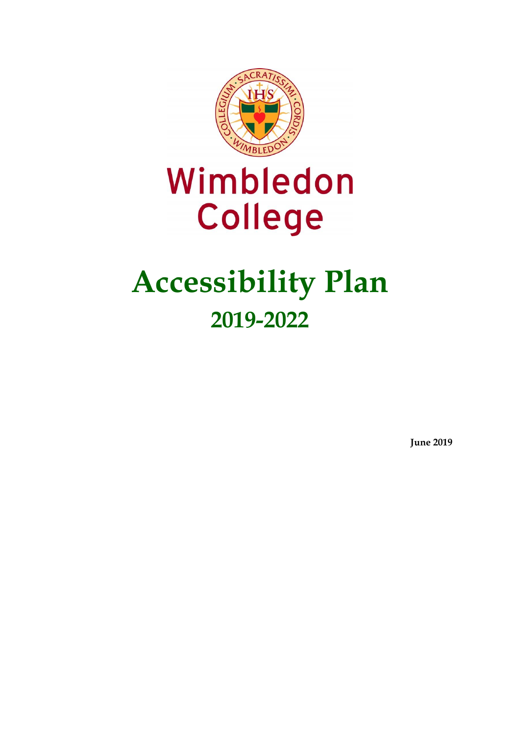Wimbledon College

# Accessibility Plan

## 2019-2022

**June 2019**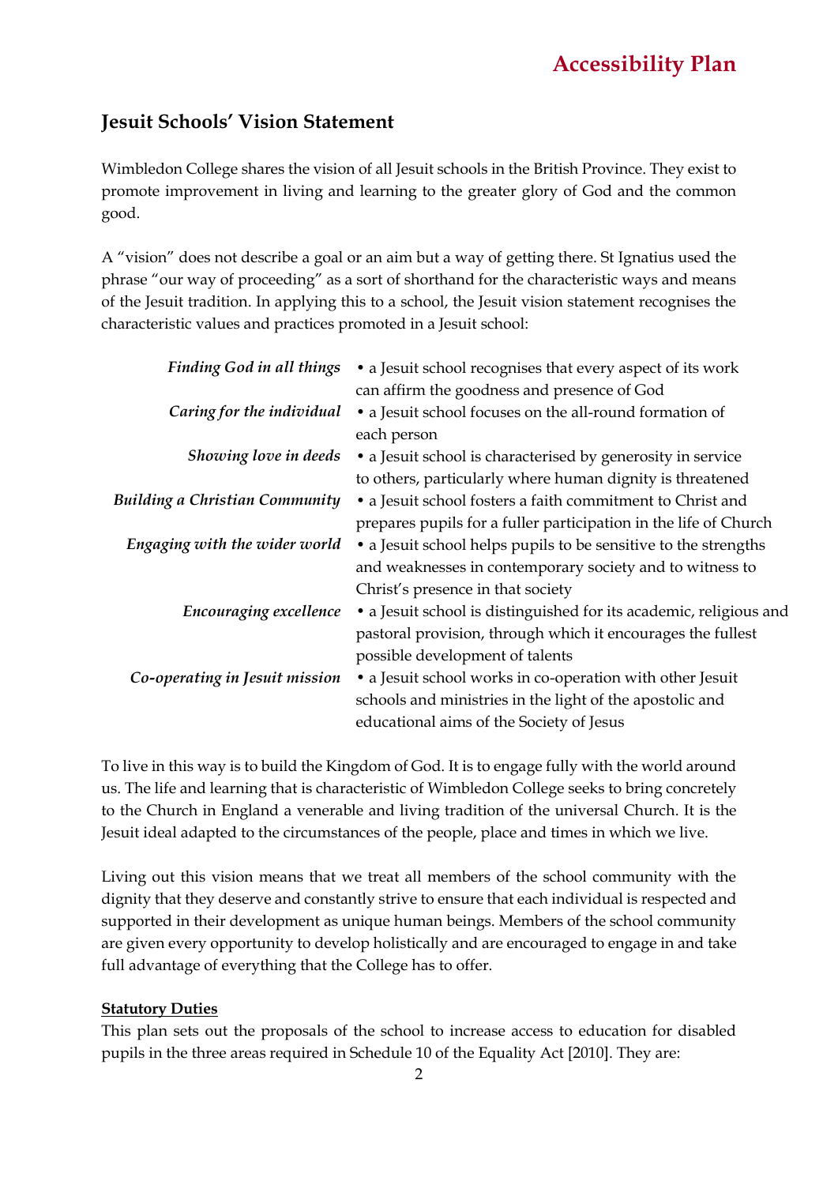# Accessibility Plan

## Jesuit Schools' Vision Statement

Wimbledon College shares the vision of all Jesuit schools in the British Province. They exist to promote improvement in living and learning to the greater glory of God and the common good.

A "vision" does not describe a goal or an aim but a way of getting there. St Ignatius used the phrase "our way of proceeding" as a sort of shorthand for the characteristic ways and means of the Jesuit tradition. In applying this to a school, the Jesuit vision statement recognises the characteristic values and practices promoted in a Jesuit school:

| | |
|---|---|
| *Finding God in all things* | • a Jesuit school recognises that every aspect of its work can affirm the goodness and presence of God |
| *Caring for the individual* | • a Jesuit school focuses on the all-round formation of each person |
| *Showing love in deeds* | • a Jesuit school is characterised by generosity in service to others, particularly where human dignity is threatened |
| *Building a Christian Community* | • a Jesuit school fosters a faith commitment to Christ and prepares pupils for a fuller participation in the life of Church |
| *Engaging with the wider world* | • a Jesuit school helps pupils to be sensitive to the strengths and weaknesses in contemporary society and to witness to Christ's presence in that society |
| *Encouraging excellence* | • a Jesuit school is distinguished for its academic, religious and pastoral provision, through which it encourages the fullest possible development of talents |
| *Co-operating in Jesuit mission* | • a Jesuit school works in co-operation with other Jesuit schools and ministries in the light of the apostolic and educational aims of the Society of Jesus |

To live in this way is to build the Kingdom of God. It is to engage fully with the world around us. The life and learning that is characteristic of Wimbledon College seeks to bring concretely to the Church in England a venerable and living tradition of the universal Church. It is the Jesuit ideal adapted to the circumstances of the people, place and times in which we live.

Living out this vision means that we treat all members of the school community with the dignity that they deserve and constantly strive to ensure that each individual is respected and supported in their development as unique human beings. Members of the school community are given every opportunity to develop holistically and are encouraged to engage in and take full advantage of everything that the College has to offer.

**Statutory Duties**

This plan sets out the proposals of the school to increase access to education for disabled pupils in the three areas required in Schedule 10 of the Equality Act [2010]. They are: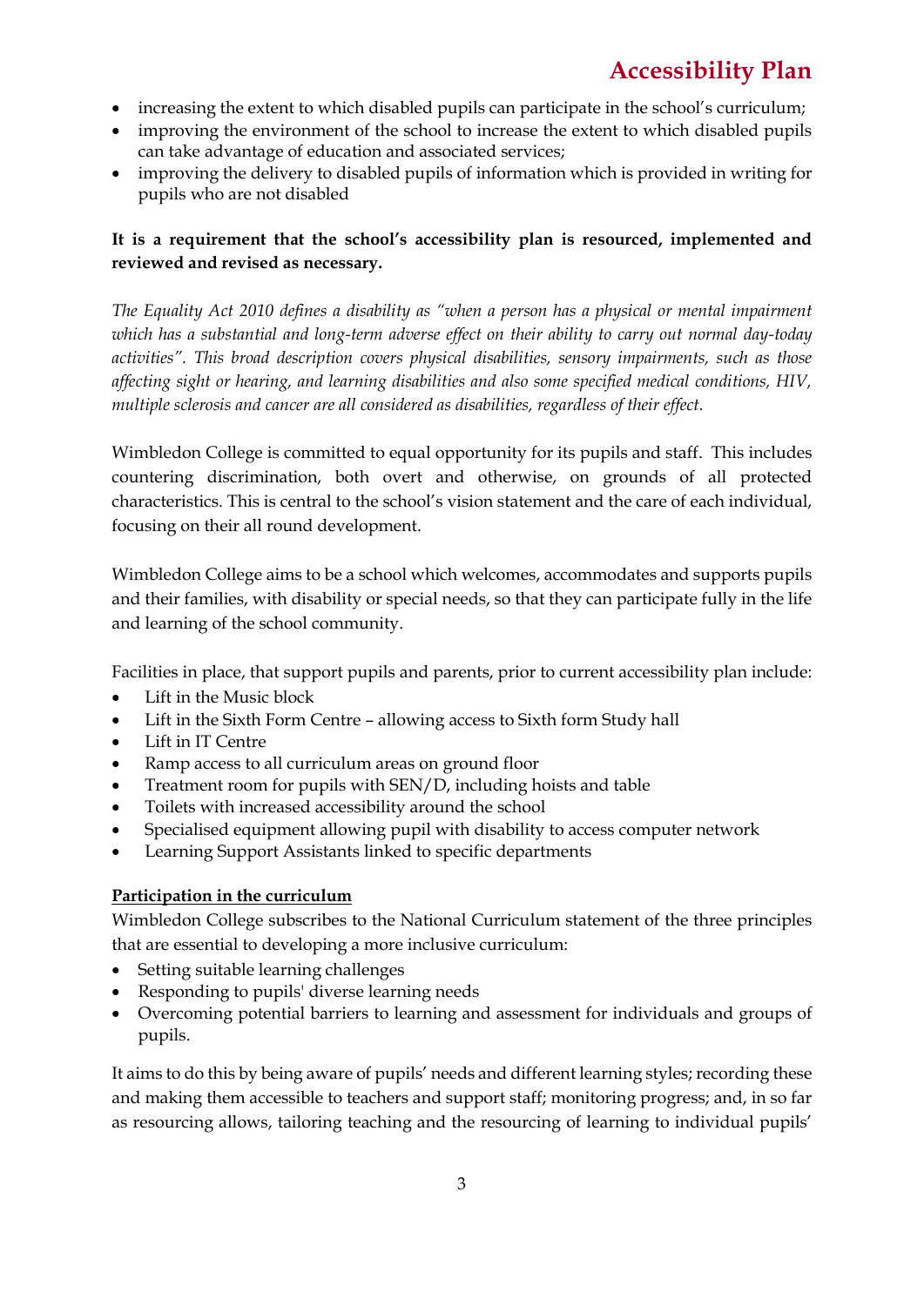- increasing the extent to which disabled pupils can participate in the school's curriculum;
- improving the environment of the school to increase the extent to which disabled pupils can take advantage of education and associated services;
- improving the delivery to disabled pupils of information which is provided in writing for pupils who are not disabled

**It is a requirement that the school's accessibility plan is resourced, implemented and reviewed and revised as necessary.**

*The Equality Act 2010 defines a disability as "when a person has a physical or mental impairment which has a substantial and long-term adverse effect on their ability to carry out normal day-today activities". This broad description covers physical disabilities, sensory impairments, such as those affecting sight or hearing, and learning disabilities and also some specified medical conditions, HIV, multiple sclerosis and cancer are all considered as disabilities, regardless of their effect.*

Wimbledon College is committed to equal opportunity for its pupils and staff. This includes countering discrimination, both overt and otherwise, on grounds of all protected characteristics. This is central to the school's vision statement and the care of each individual, focusing on their all round development.

Wimbledon College aims to be a school which welcomes, accommodates and supports pupils and their families, with disability or special needs, so that they can participate fully in the life and learning of the school community.

Facilities in place, that support pupils and parents, prior to current accessibility plan include:

- Lift in the Music block
- Lift in the Sixth Form Centre – allowing access to Sixth form Study hall
- Lift in IT Centre
- Ramp access to all curriculum areas on ground floor
- Treatment room for pupils with SEN/D, including hoists and table
- Toilets with increased accessibility around the school
- Specialised equipment allowing pupil with disability to access computer network
- Learning Support Assistants linked to specific departments

**<u>Participation in the curriculum</u>**

Wimbledon College subscribes to the National Curriculum statement of the three principles that are essential to developing a more inclusive curriculum:

- Setting suitable learning challenges
- Responding to pupils' diverse learning needs
- Overcoming potential barriers to learning and assessment for individuals and groups of pupils.

It aims to do this by being aware of pupils' needs and different learning styles; recording these and making them accessible to teachers and support staff; monitoring progress; and, in so far as resourcing allows, tailoring teaching and the resourcing of learning to individual pupils'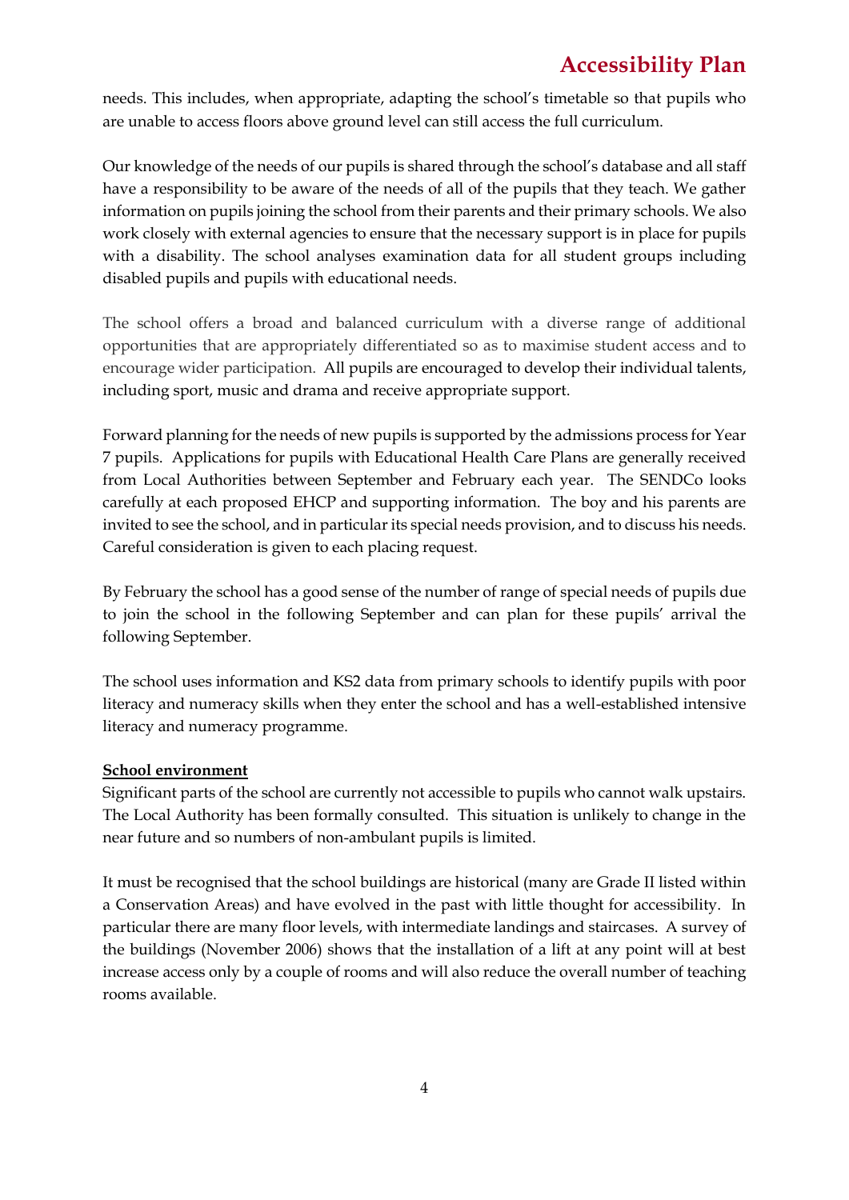needs. This includes, when appropriate, adapting the school's timetable so that pupils who are unable to access floors above ground level can still access the full curriculum.

Our knowledge of the needs of our pupils is shared through the school's database and all staff have a responsibility to be aware of the needs of all of the pupils that they teach. We gather information on pupils joining the school from their parents and their primary schools. We also work closely with external agencies to ensure that the necessary support is in place for pupils with a disability. The school analyses examination data for all student groups including disabled pupils and pupils with educational needs.

The school offers a broad and balanced curriculum with a diverse range of additional opportunities that are appropriately differentiated so as to maximise student access and to encourage wider participation. All pupils are encouraged to develop their individual talents, including sport, music and drama and receive appropriate support.

Forward planning for the needs of new pupils is supported by the admissions process for Year 7 pupils. Applications for pupils with Educational Health Care Plans are generally received from Local Authorities between September and February each year. The SENDCo looks carefully at each proposed EHCP and supporting information. The boy and his parents are invited to see the school, and in particular its special needs provision, and to discuss his needs. Careful consideration is given to each placing request.

By February the school has a good sense of the number of range of special needs of pupils due to join the school in the following September and can plan for these pupils' arrival the following September.

The school uses information and KS2 data from primary schools to identify pupils with poor literacy and numeracy skills when they enter the school and has a well-established intensive literacy and numeracy programme.

**School environment**

Significant parts of the school are currently not accessible to pupils who cannot walk upstairs. The Local Authority has been formally consulted. This situation is unlikely to change in the near future and so numbers of non-ambulant pupils is limited.

It must be recognised that the school buildings are historical (many are Grade II listed within a Conservation Areas) and have evolved in the past with little thought for accessibility. In particular there are many floor levels, with intermediate landings and staircases. A survey of the buildings (November 2006) shows that the installation of a lift at any point will at best increase access only by a couple of rooms and will also reduce the overall number of teaching rooms available.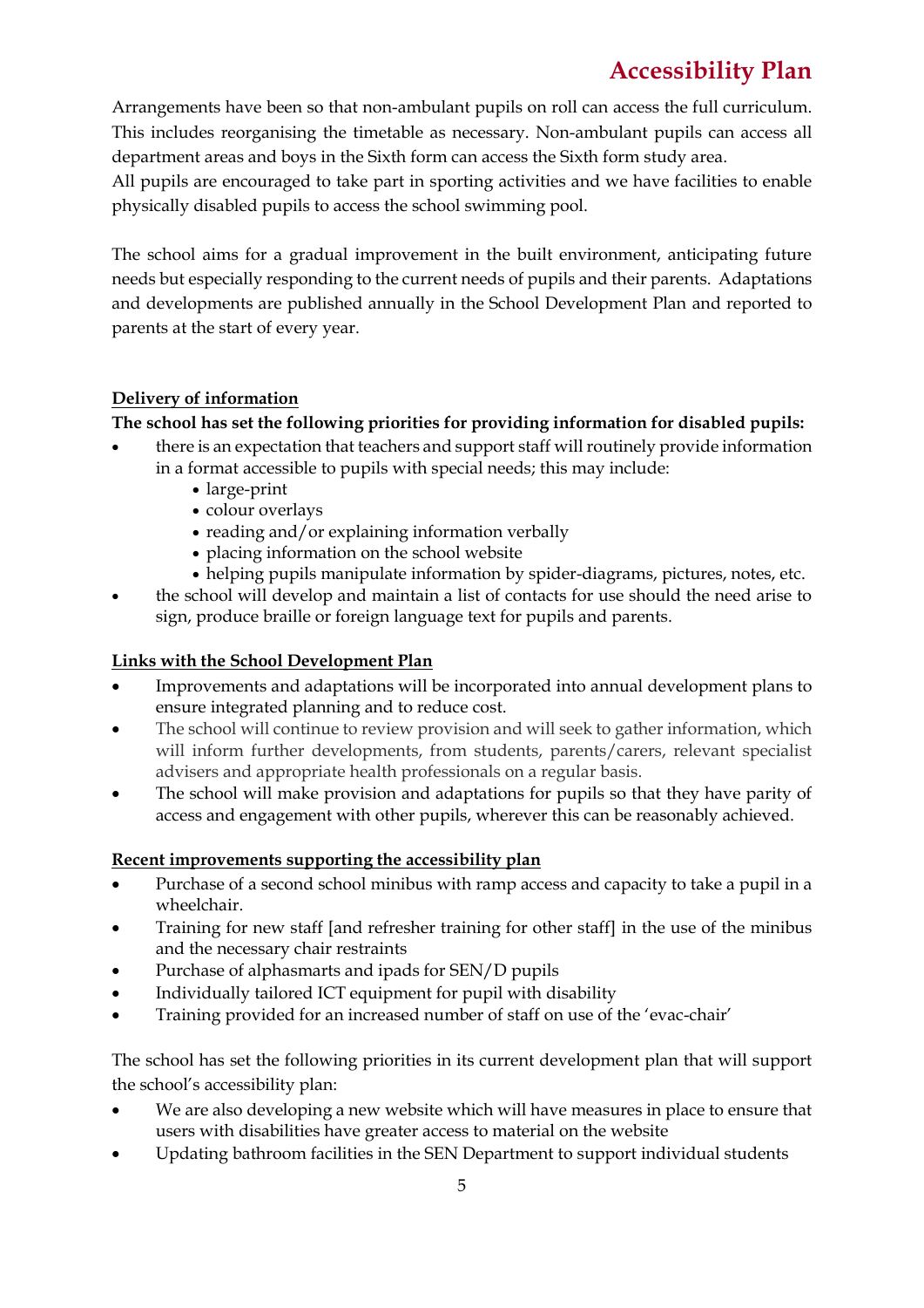Arrangements have been so that non-ambulant pupils on roll can access the full curriculum. This includes reorganising the timetable as necessary. Non-ambulant pupils can access all department areas and boys in the Sixth form can access the Sixth form study area.
All pupils are encouraged to take part in sporting activities and we have facilities to enable physically disabled pupils to access the school swimming pool.

The school aims for a gradual improvement in the built environment, anticipating future needs but especially responding to the current needs of pupils and their parents. Adaptations and developments are published annually in the School Development Plan and reported to parents at the start of every year.

**Delivery of information**

**The school has set the following priorities for providing information for disabled pupils:**

- there is an expectation that teachers and support staff will routinely provide information in a format accessible to pupils with special needs; this may include:
  - large-print
  - colour overlays
  - reading and/or explaining information verbally
  - placing information on the school website
  - helping pupils manipulate information by spider-diagrams, pictures, notes, etc.
- the school will develop and maintain a list of contacts for use should the need arise to sign, produce braille or foreign language text for pupils and parents.

**Links with the School Development Plan**

- Improvements and adaptations will be incorporated into annual development plans to ensure integrated planning and to reduce cost.
- The school will continue to review provision and will seek to gather information, which will inform further developments, from students, parents/carers, relevant specialist advisers and appropriate health professionals on a regular basis.
- The school will make provision and adaptations for pupils so that they have parity of access and engagement with other pupils, wherever this can be reasonably achieved.

**Recent improvements supporting the accessibility plan**

- Purchase of a second school minibus with ramp access and capacity to take a pupil in a wheelchair.
- Training for new staff [and refresher training for other staff] in the use of the minibus and the necessary chair restraints
- Purchase of alphasmarts and ipads for SEN/D pupils
- Individually tailored ICT equipment for pupil with disability
- Training provided for an increased number of staff on use of the 'evac-chair'

The school has set the following priorities in its current development plan that will support the school's accessibility plan:

- We are also developing a new website which will have measures in place to ensure that users with disabilities have greater access to material on the website
- Updating bathroom facilities in the SEN Department to support individual students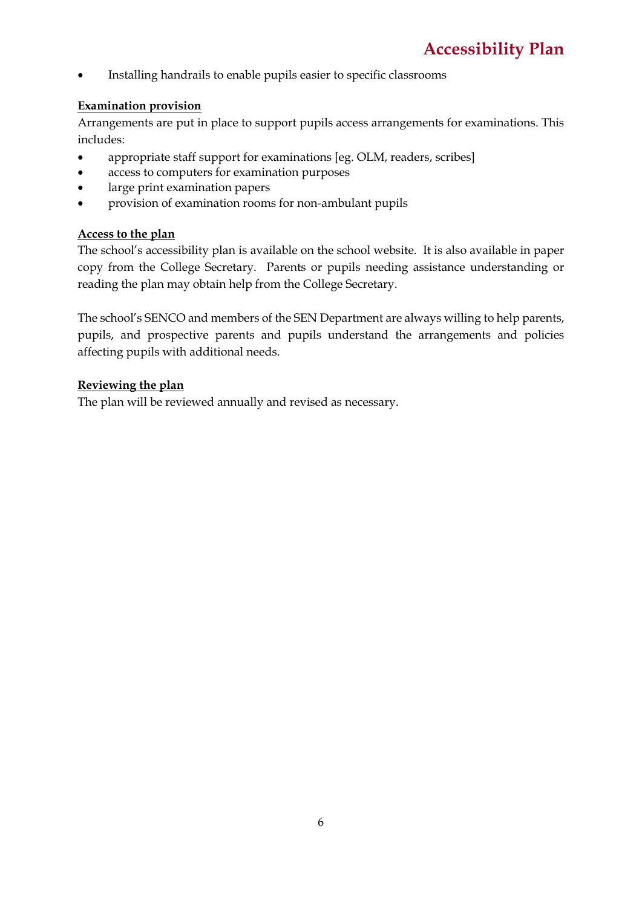- Installing handrails to enable pupils easier to specific classrooms

**Examination provision**

Arrangements are put in place to support pupils access arrangements for examinations. This includes:

- appropriate staff support for examinations [eg. OLM, readers, scribes]
- access to computers for examination purposes
- large print examination papers
- provision of examination rooms for non-ambulant pupils

**Access to the plan**

The school's accessibility plan is available on the school website. It is also available in paper copy from the College Secretary. Parents or pupils needing assistance understanding or reading the plan may obtain help from the College Secretary.

The school's SENCO and members of the SEN Department are always willing to help parents, pupils, and prospective parents and pupils understand the arrangements and policies affecting pupils with additional needs.

**Reviewing the plan**

The plan will be reviewed annually and revised as necessary.